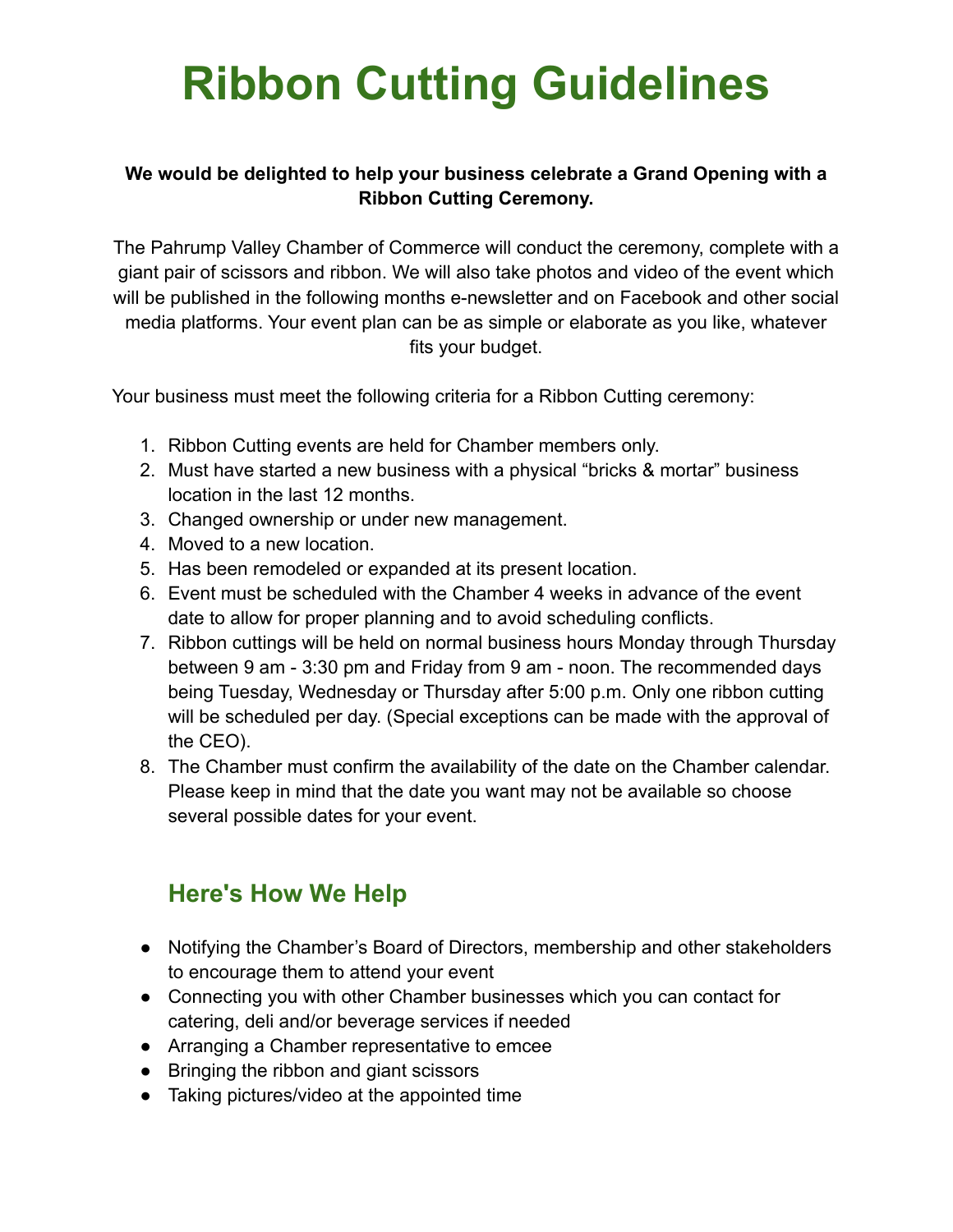# Ribbon Cutting Guidelines

**We would be delighted to help your business celebrate a Grand Opening with a Ribbon Cutting Ceremony.**

The Pahrump Valley Chamber of Commerce will conduct the ceremony, complete with a giant pair of scissors and ribbon. We will also take photos and video of the event which will be published in the following months e-newsletter and on Facebook and other social media platforms. Your event plan can be as simple or elaborate as you like, whatever fits your budget.

Your business must meet the following criteria for a Ribbon Cutting ceremony:

1. Ribbon Cutting events are held for Chamber members only.
2. Must have started a new business with a physical "bricks & mortar" business location in the last 12 months.
3. Changed ownership or under new management.
4. Moved to a new location.
5. Has been remodeled or expanded at its present location.
6. Event must be scheduled with the Chamber 4 weeks in advance of the event date to allow for proper planning and to avoid scheduling conflicts.
7. Ribbon cuttings will be held on normal business hours Monday through Thursday between 9 am - 3:30 pm and Friday from 9 am - noon. The recommended days being Tuesday, Wednesday or Thursday after 5:00 p.m. Only one ribbon cutting will be scheduled per day. (Special exceptions can be made with the approval of the CEO).
8. The Chamber must confirm the availability of the date on the Chamber calendar. Please keep in mind that the date you want may not be available so choose several possible dates for your event.

## Here's How We Help

- Notifying the Chamber's Board of Directors, membership and other stakeholders to encourage them to attend your event
- Connecting you with other Chamber businesses which you can contact for catering, deli and/or beverage services if needed
- Arranging a Chamber representative to emcee
- Bringing the ribbon and giant scissors
- Taking pictures/video at the appointed time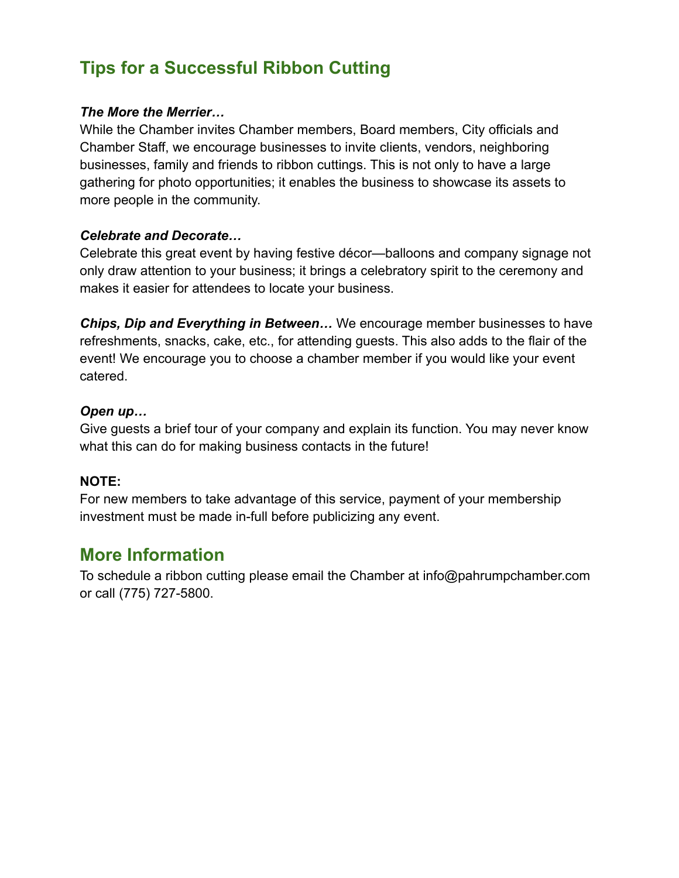## Tips for a Successful Ribbon Cutting

***The More the Merrier…***
While the Chamber invites Chamber members, Board members, City officials and Chamber Staff, we encourage businesses to invite clients, vendors, neighboring businesses, family and friends to ribbon cuttings. This is not only to have a large gathering for photo opportunities; it enables the business to showcase its assets to more people in the community.

***Celebrate and Decorate…***
Celebrate this great event by having festive décor—balloons and company signage not only draw attention to your business; it brings a celebratory spirit to the ceremony and makes it easier for attendees to locate your business.

***Chips, Dip and Everything in Between…*** We encourage member businesses to have refreshments, snacks, cake, etc., for attending guests. This also adds to the flair of the event! We encourage you to choose a chamber member if you would like your event catered.

***Open up…***
Give guests a brief tour of your company and explain its function. You may never know what this can do for making business contacts in the future!

**NOTE:**
For new members to take advantage of this service, payment of your membership investment must be made in-full before publicizing any event.

## More Information

To schedule a ribbon cutting please email the Chamber at info@pahrumpchamber.com or call (775) 727-5800.